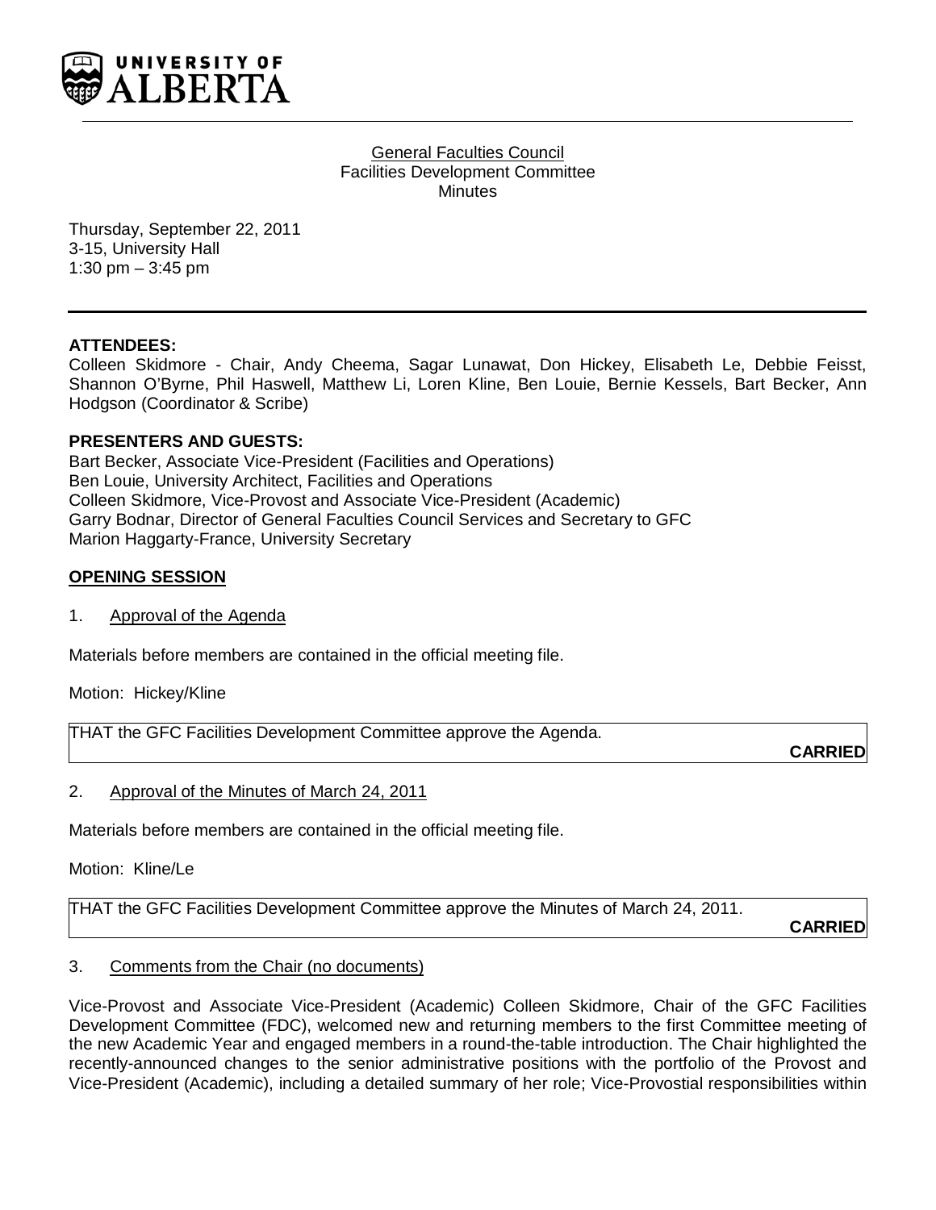General Faculties Council
Facilities Development Committee
Minutes

Thursday, September 22, 2011
3-15, University Hall
1:30 pm – 3:45 pm

**ATTENDEES:**
Colleen Skidmore - Chair, Andy Cheema, Sagar Lunawat, Don Hickey, Elisabeth Le, Debbie Feisst, Shannon O'Byrne, Phil Haswell, Matthew Li, Loren Kline, Ben Louie, Bernie Kessels, Bart Becker, Ann Hodgson (Coordinator & Scribe)

**PRESENTERS AND GUESTS:**
Bart Becker, Associate Vice-President (Facilities and Operations)
Ben Louie, University Architect, Facilities and Operations
Colleen Skidmore, Vice-Provost and Associate Vice-President (Academic)
Garry Bodnar, Director of General Faculties Council Services and Secretary to GFC
Marion Haggarty-France, University Secretary

## OPENING SESSION

1. Approval of the Agenda

Materials before members are contained in the official meeting file.

Motion: Hickey/Kline

THAT the GFC Facilities Development Committee approve the Agenda.

**CARRIED**

2. Approval of the Minutes of March 24, 2011

Materials before members are contained in the official meeting file.

Motion: Kline/Le

THAT the GFC Facilities Development Committee approve the Minutes of March 24, 2011.

**CARRIED**

3. Comments from the Chair (no documents)

Vice-Provost and Associate Vice-President (Academic) Colleen Skidmore, Chair of the GFC Facilities Development Committee (FDC), welcomed new and returning members to the first Committee meeting of the new Academic Year and engaged members in a round-the-table introduction. The Chair highlighted the recently-announced changes to the senior administrative positions with the portfolio of the Provost and Vice-President (Academic), including a detailed summary of her role; Vice-Provostial responsibilities within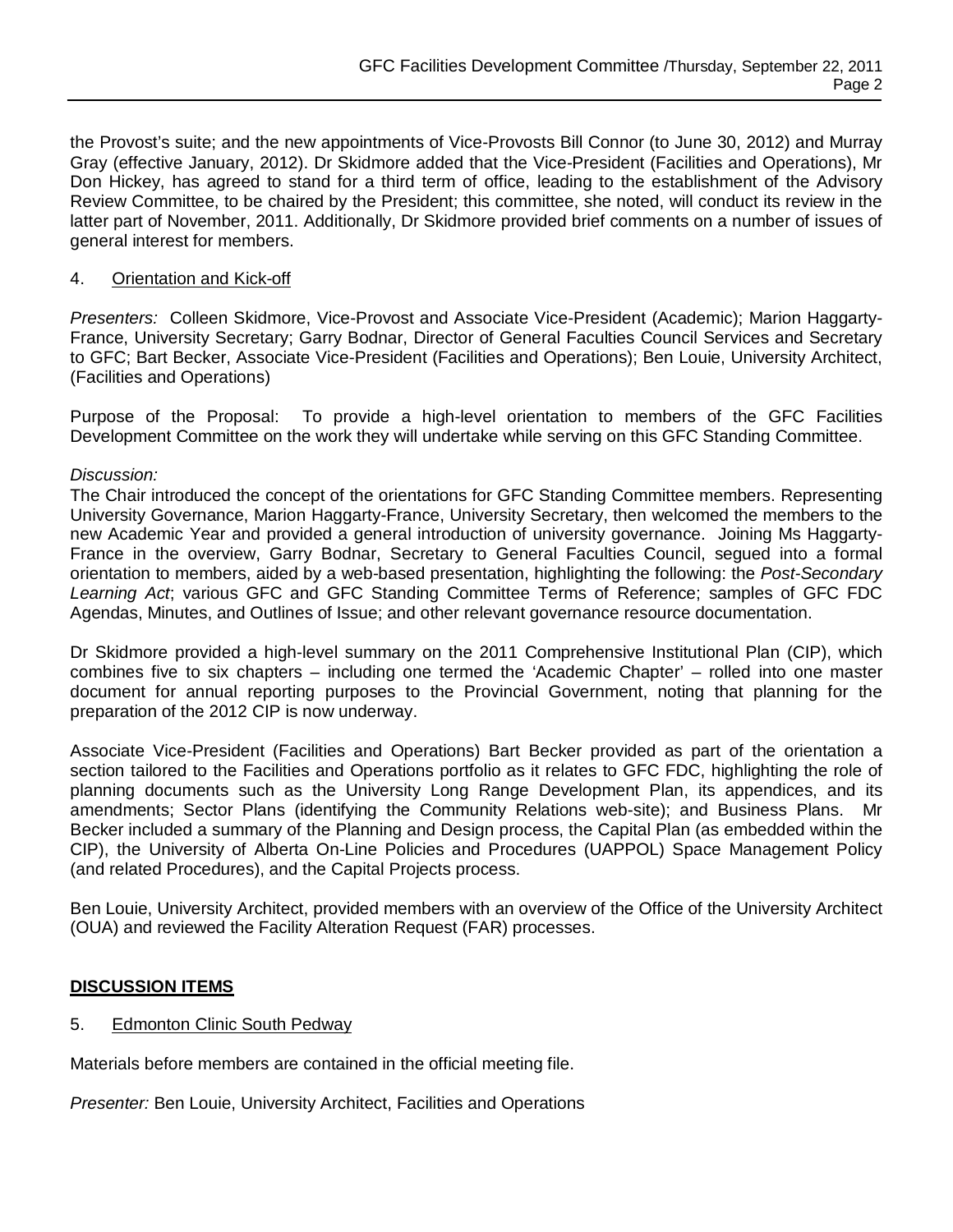the Provost's suite; and the new appointments of Vice-Provosts Bill Connor (to June 30, 2012) and Murray Gray (effective January, 2012). Dr Skidmore added that the Vice-President (Facilities and Operations), Mr Don Hickey, has agreed to stand for a third term of office, leading to the establishment of the Advisory Review Committee, to be chaired by the President; this committee, she noted, will conduct its review in the latter part of November, 2011. Additionally, Dr Skidmore provided brief comments on a number of issues of general interest for members.

4. Orientation and Kick-off

*Presenters:* Colleen Skidmore, Vice-Provost and Associate Vice-President (Academic); Marion Haggarty-France, University Secretary; Garry Bodnar, Director of General Faculties Council Services and Secretary to GFC; Bart Becker, Associate Vice-President (Facilities and Operations); Ben Louie, University Architect, (Facilities and Operations)

Purpose of the Proposal: To provide a high-level orientation to members of the GFC Facilities Development Committee on the work they will undertake while serving on this GFC Standing Committee.

*Discussion:*

The Chair introduced the concept of the orientations for GFC Standing Committee members. Representing University Governance, Marion Haggarty-France, University Secretary, then welcomed the members to the new Academic Year and provided a general introduction of university governance. Joining Ms Haggarty-France in the overview, Garry Bodnar, Secretary to General Faculties Council, segued into a formal orientation to members, aided by a web-based presentation, highlighting the following: the *Post-Secondary Learning Act*; various GFC and GFC Standing Committee Terms of Reference; samples of GFC FDC Agendas, Minutes, and Outlines of Issue; and other relevant governance resource documentation.

Dr Skidmore provided a high-level summary on the 2011 Comprehensive Institutional Plan (CIP), which combines five to six chapters – including one termed the 'Academic Chapter' – rolled into one master document for annual reporting purposes to the Provincial Government, noting that planning for the preparation of the 2012 CIP is now underway.

Associate Vice-President (Facilities and Operations) Bart Becker provided as part of the orientation a section tailored to the Facilities and Operations portfolio as it relates to GFC FDC, highlighting the role of planning documents such as the University Long Range Development Plan, its appendices, and its amendments; Sector Plans (identifying the Community Relations web-site); and Business Plans. Mr Becker included a summary of the Planning and Design process, the Capital Plan (as embedded within the CIP), the University of Alberta On-Line Policies and Procedures (UAPPOL) Space Management Policy (and related Procedures), and the Capital Projects process.

Ben Louie, University Architect, provided members with an overview of the Office of the University Architect (OUA) and reviewed the Facility Alteration Request (FAR) processes.

**DISCUSSION ITEMS**

5. Edmonton Clinic South Pedway

Materials before members are contained in the official meeting file.

*Presenter:* Ben Louie, University Architect, Facilities and Operations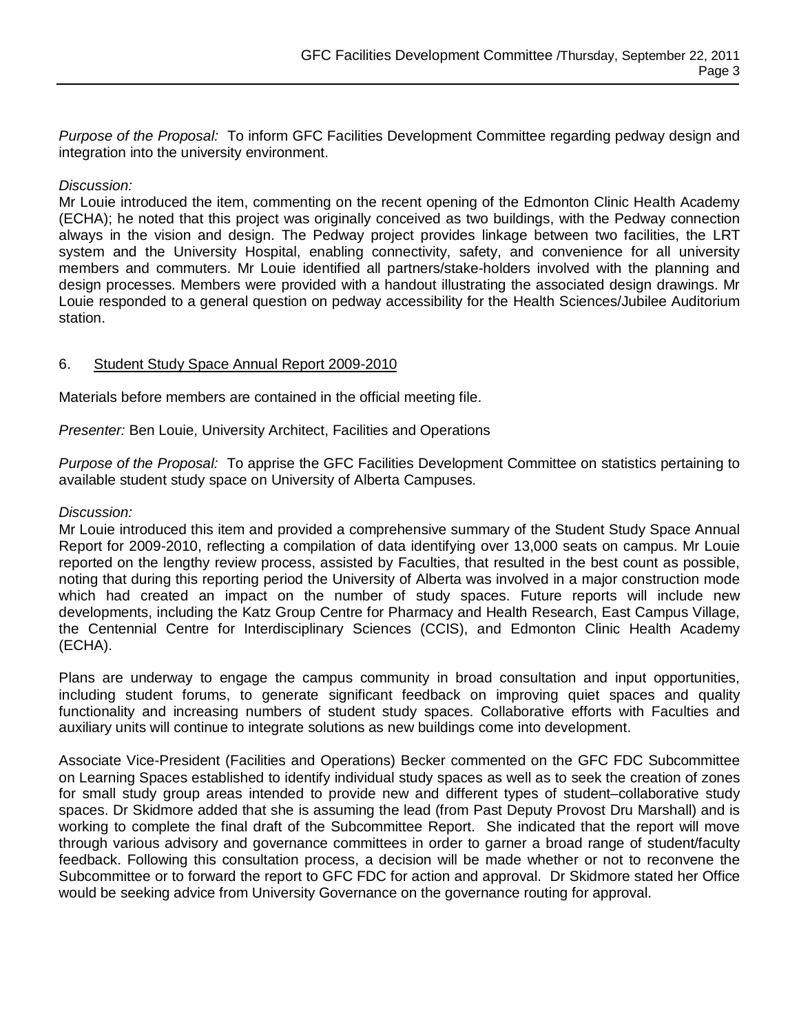*Purpose of the Proposal:* To inform GFC Facilities Development Committee regarding pedway design and integration into the university environment.

*Discussion:*
Mr Louie introduced the item, commenting on the recent opening of the Edmonton Clinic Health Academy (ECHA); he noted that this project was originally conceived as two buildings, with the Pedway connection always in the vision and design. The Pedway project provides linkage between two facilities, the LRT system and the University Hospital, enabling connectivity, safety, and convenience for all university members and commuters. Mr Louie identified all partners/stake-holders involved with the planning and design processes. Members were provided with a handout illustrating the associated design drawings. Mr Louie responded to a general question on pedway accessibility for the Health Sciences/Jubilee Auditorium station.

6. <u>Student Study Space Annual Report 2009-2010</u>

Materials before members are contained in the official meeting file.

*Presenter:* Ben Louie, University Architect, Facilities and Operations

*Purpose of the Proposal:* To apprise the GFC Facilities Development Committee on statistics pertaining to available student study space on University of Alberta Campuses.

*Discussion:*
Mr Louie introduced this item and provided a comprehensive summary of the Student Study Space Annual Report for 2009-2010, reflecting a compilation of data identifying over 13,000 seats on campus. Mr Louie reported on the lengthy review process, assisted by Faculties, that resulted in the best count as possible, noting that during this reporting period the University of Alberta was involved in a major construction mode which had created an impact on the number of study spaces. Future reports will include new developments, including the Katz Group Centre for Pharmacy and Health Research, East Campus Village, the Centennial Centre for Interdisciplinary Sciences (CCIS), and Edmonton Clinic Health Academy (ECHA).

Plans are underway to engage the campus community in broad consultation and input opportunities, including student forums, to generate significant feedback on improving quiet spaces and quality functionality and increasing numbers of student study spaces. Collaborative efforts with Faculties and auxiliary units will continue to integrate solutions as new buildings come into development.

Associate Vice-President (Facilities and Operations) Becker commented on the GFC FDC Subcommittee on Learning Spaces established to identify individual study spaces as well as to seek the creation of zones for small study group areas intended to provide new and different types of student–collaborative study spaces. Dr Skidmore added that she is assuming the lead (from Past Deputy Provost Dru Marshall) and is working to complete the final draft of the Subcommittee Report. She indicated that the report will move through various advisory and governance committees in order to garner a broad range of student/faculty feedback. Following this consultation process, a decision will be made whether or not to reconvene the Subcommittee or to forward the report to GFC FDC for action and approval. Dr Skidmore stated her Office would be seeking advice from University Governance on the governance routing for approval.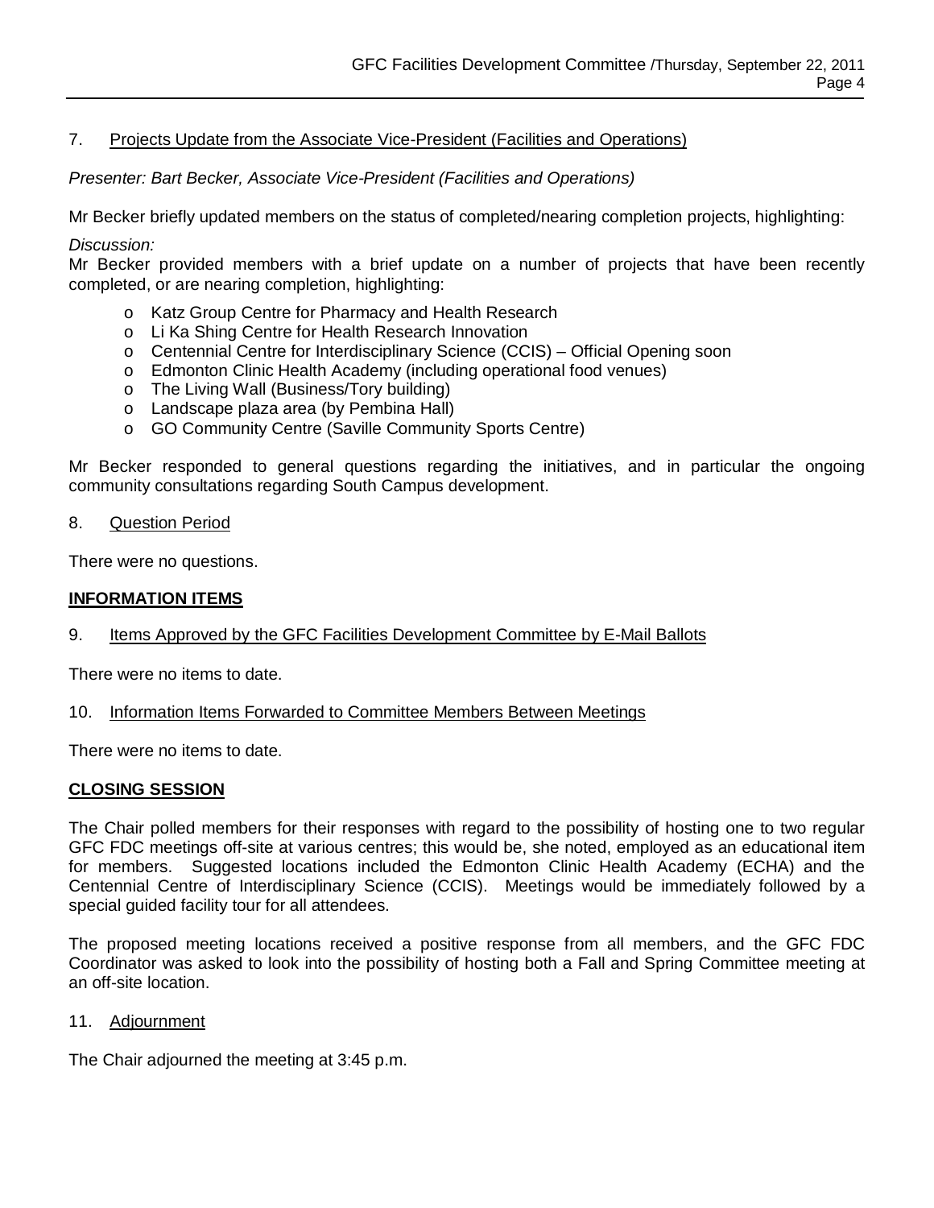7. Projects Update from the Associate Vice-President (Facilities and Operations)

*Presenter: Bart Becker, Associate Vice-President (Facilities and Operations)*

Mr Becker briefly updated members on the status of completed/nearing completion projects, highlighting:

*Discussion:*
Mr Becker provided members with a brief update on a number of projects that have been recently completed, or are nearing completion, highlighting:

- Katz Group Centre for Pharmacy and Health Research
- Li Ka Shing Centre for Health Research Innovation
- Centennial Centre for Interdisciplinary Science (CCIS) – Official Opening soon
- Edmonton Clinic Health Academy (including operational food venues)
- The Living Wall (Business/Tory building)
- Landscape plaza area (by Pembina Hall)
- GO Community Centre (Saville Community Sports Centre)

Mr Becker responded to general questions regarding the initiatives, and in particular the ongoing community consultations regarding South Campus development.

8. Question Period

There were no questions.

**INFORMATION ITEMS**

9. Items Approved by the GFC Facilities Development Committee by E-Mail Ballots

There were no items to date.

10. Information Items Forwarded to Committee Members Between Meetings

There were no items to date.

**CLOSING SESSION**

The Chair polled members for their responses with regard to the possibility of hosting one to two regular GFC FDC meetings off-site at various centres; this would be, she noted, employed as an educational item for members. Suggested locations included the Edmonton Clinic Health Academy (ECHA) and the Centennial Centre of Interdisciplinary Science (CCIS). Meetings would be immediately followed by a special guided facility tour for all attendees.

The proposed meeting locations received a positive response from all members, and the GFC FDC Coordinator was asked to look into the possibility of hosting both a Fall and Spring Committee meeting at an off-site location.

11. Adjournment

The Chair adjourned the meeting at 3:45 p.m.